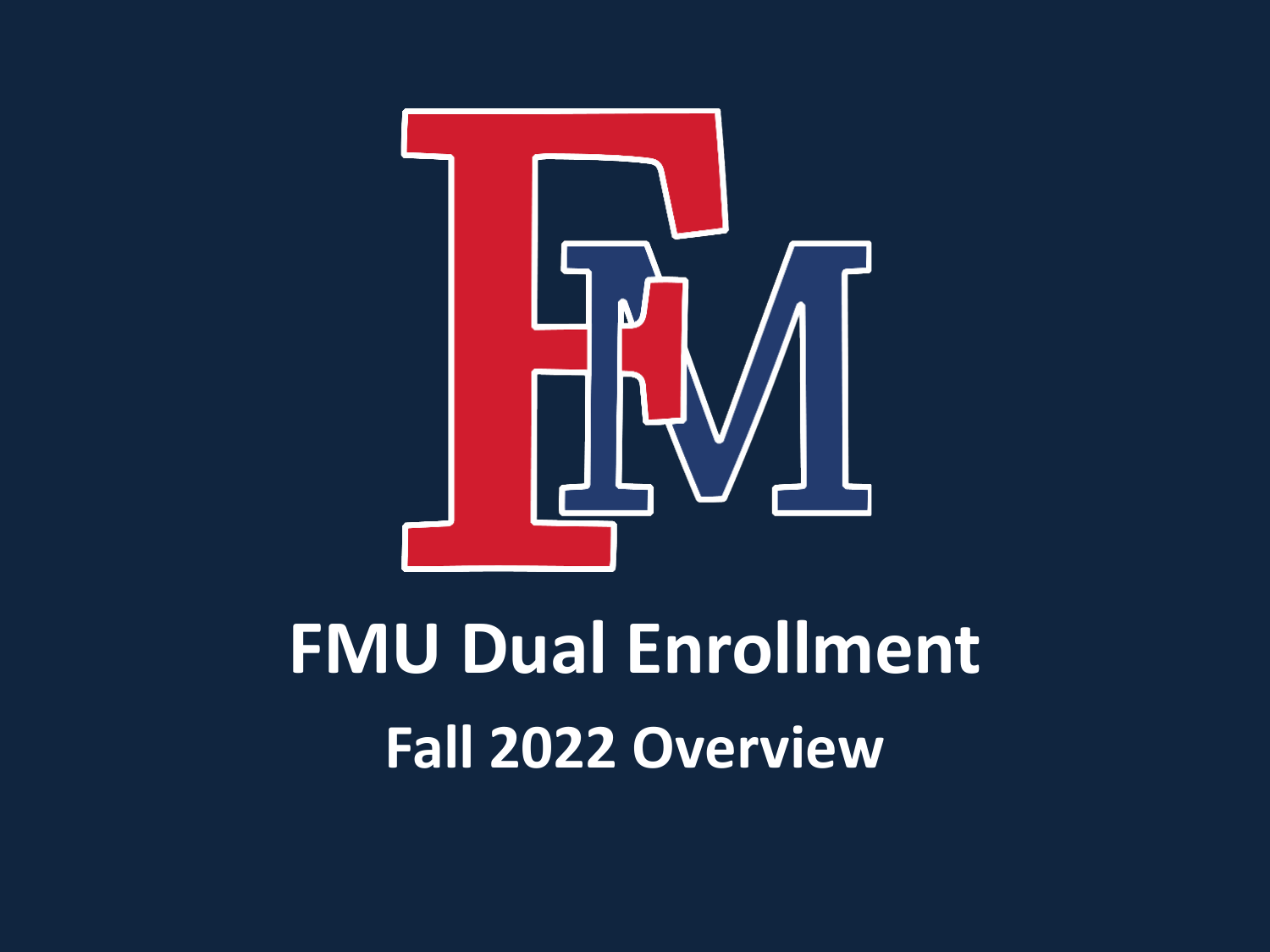# FMU Dual Enrollment

## Fall 2022 Overview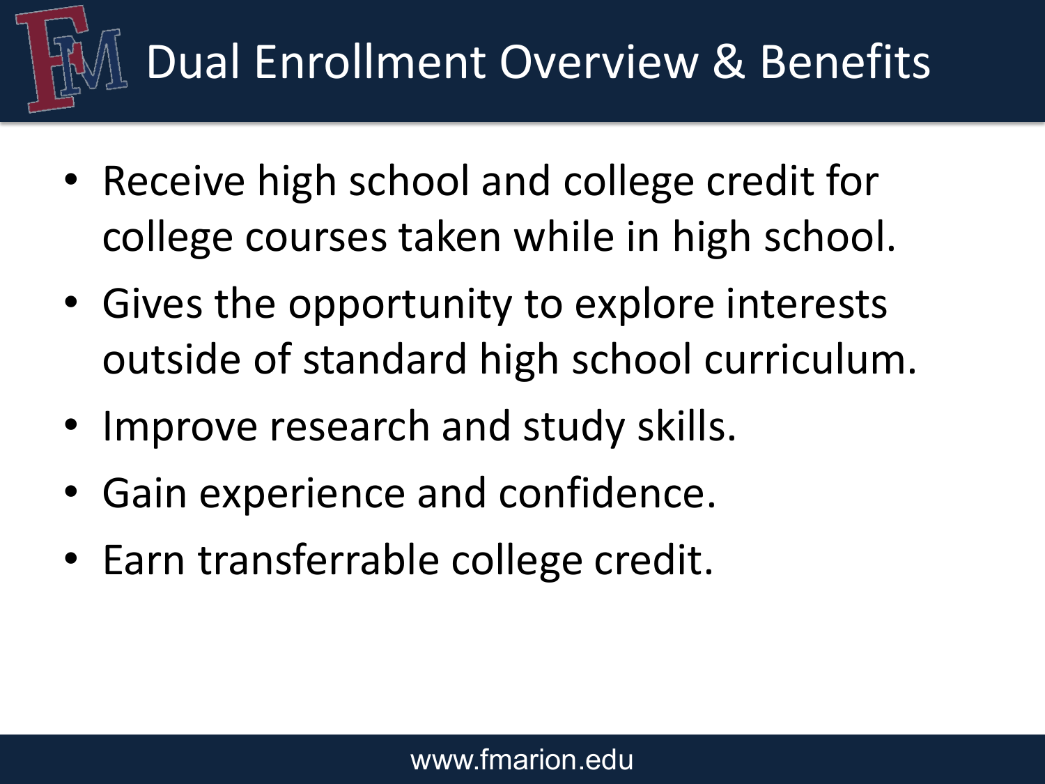# Dual Enrollment Overview & Benefits

- Receive high school and college credit for college courses taken while in high school.
- Gives the opportunity to explore interests outside of standard high school curriculum.
- Improve research and study skills.
- Gain experience and confidence.
- Earn transferrable college credit.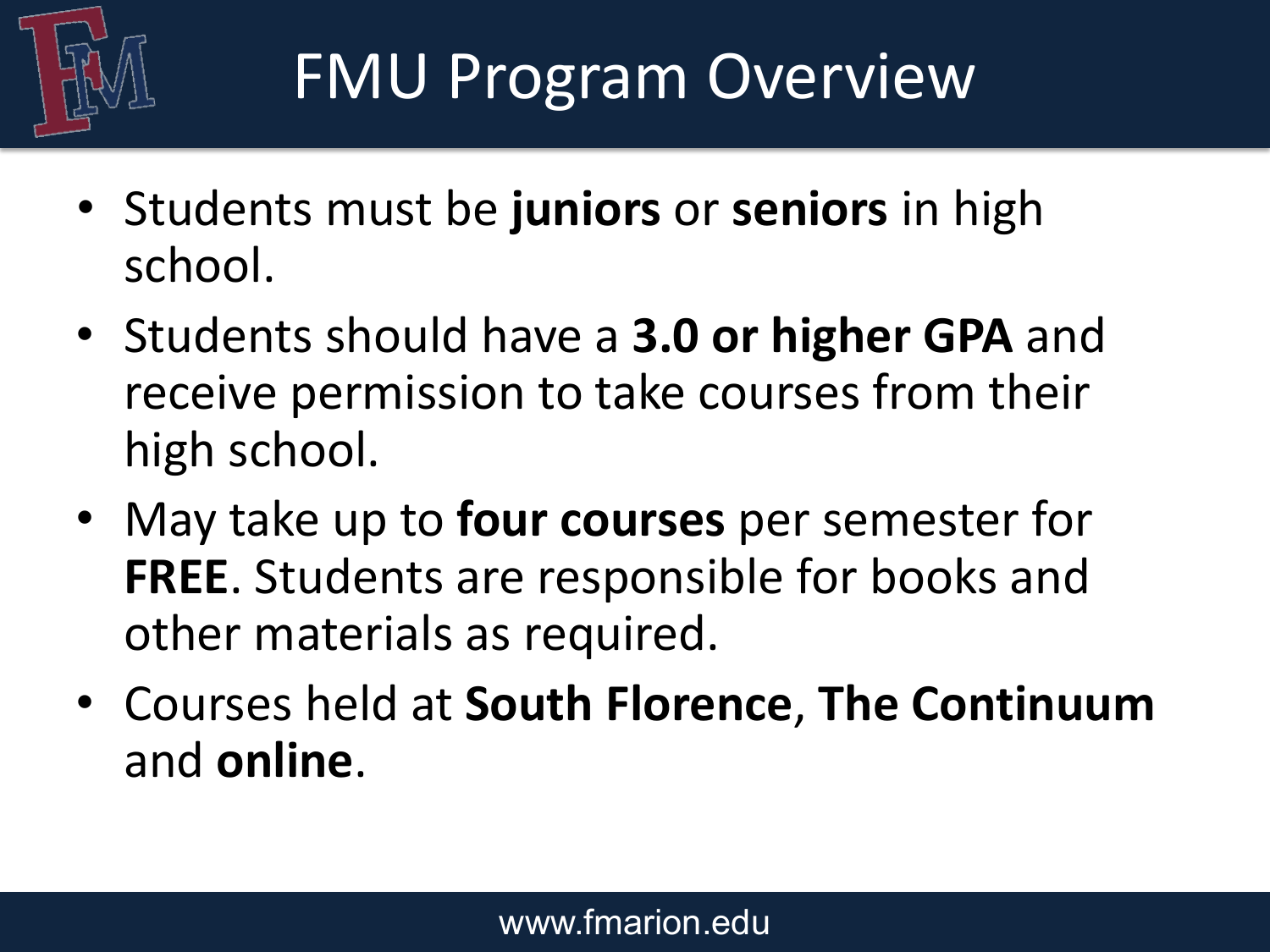# FMU Program Overview

- Students must be **juniors** or **seniors** in high school.
- Students should have a **3.0 or higher GPA** and receive permission to take courses from their high school.
- May take up to **four courses** per semester for **FREE**. Students are responsible for books and other materials as required.
- Courses held at **South Florence**, **The Continuum** and **online**.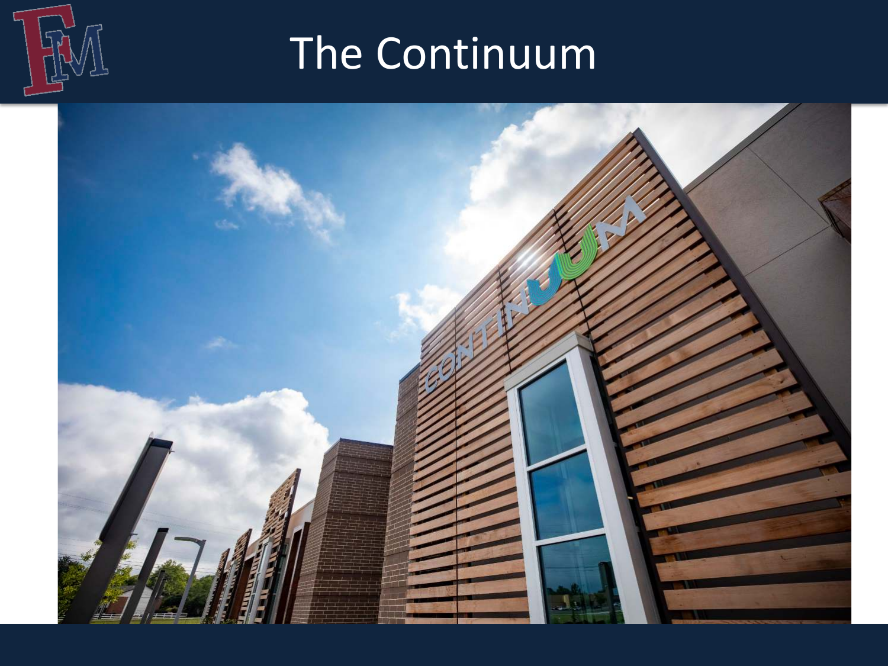# The Continuum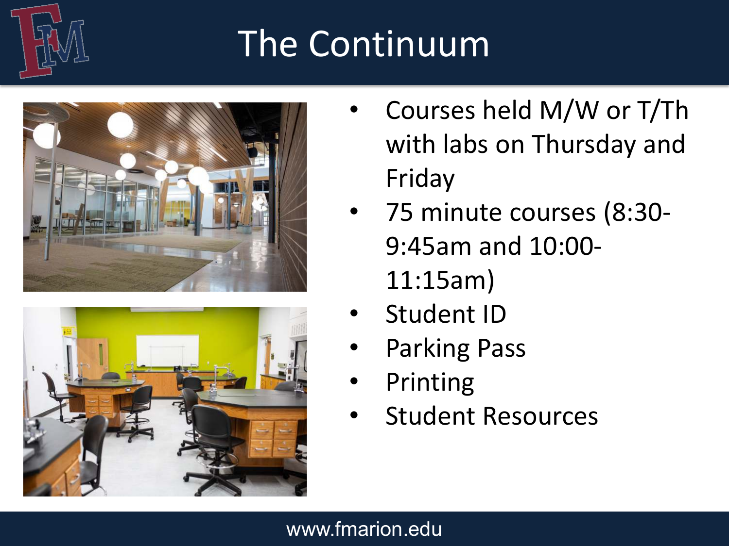# The Continuum

- Courses held M/W or T/Th with labs on Thursday and Friday
- 75 minute courses (8:30-9:45am and 10:00-11:15am)
- Student ID
- Parking Pass
- Printing
- Student Resources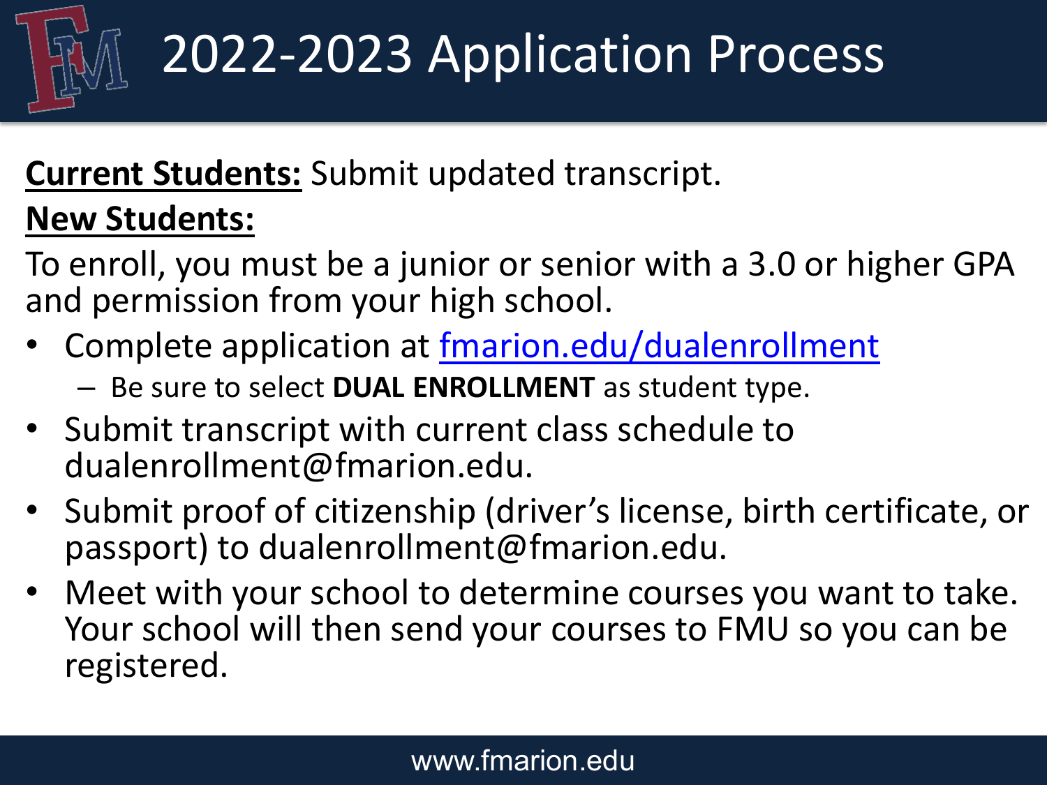# 2022-2023 Application Process

**Current Students:** Submit updated transcript.

**New Students:**

To enroll, you must be a junior or senior with a 3.0 or higher GPA and permission from your high school.

- Complete application at [fmarion.edu/dualenrollment](fmarion.edu/dualenrollment)
  - Be sure to select **DUAL ENROLLMENT** as student type.
- Submit transcript with current class schedule to dualenrollment@fmarion.edu.
- Submit proof of citizenship (driver's license, birth certificate, or passport) to dualenrollment@fmarion.edu.
- Meet with your school to determine courses you want to take. Your school will then send your courses to FMU so you can be registered.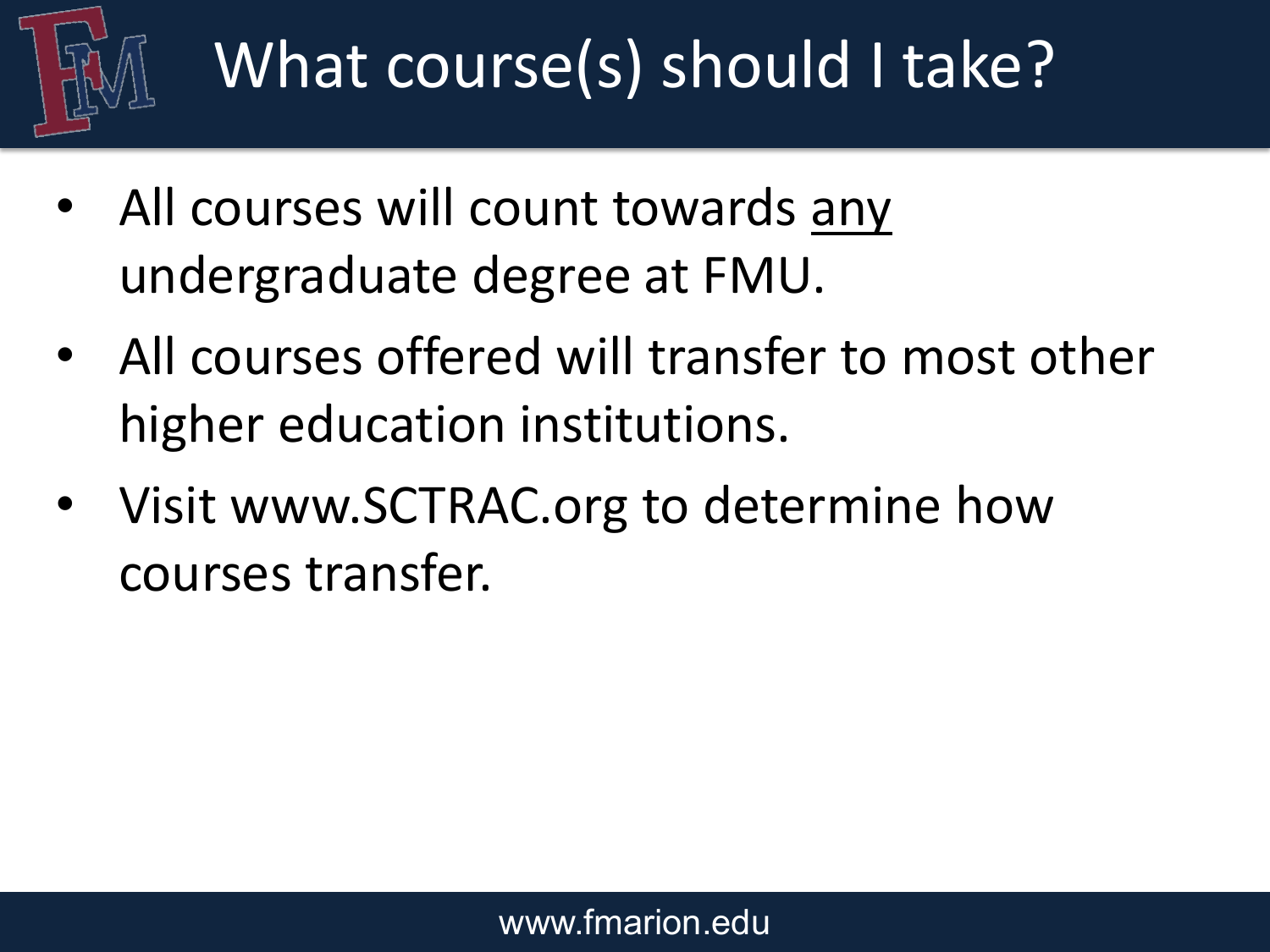# What course(s) should I take?

- All courses will count towards <u>any</u> undergraduate degree at FMU.
- All courses offered will transfer to most other higher education institutions.
- Visit www.SCTRAC.org to determine how courses transfer.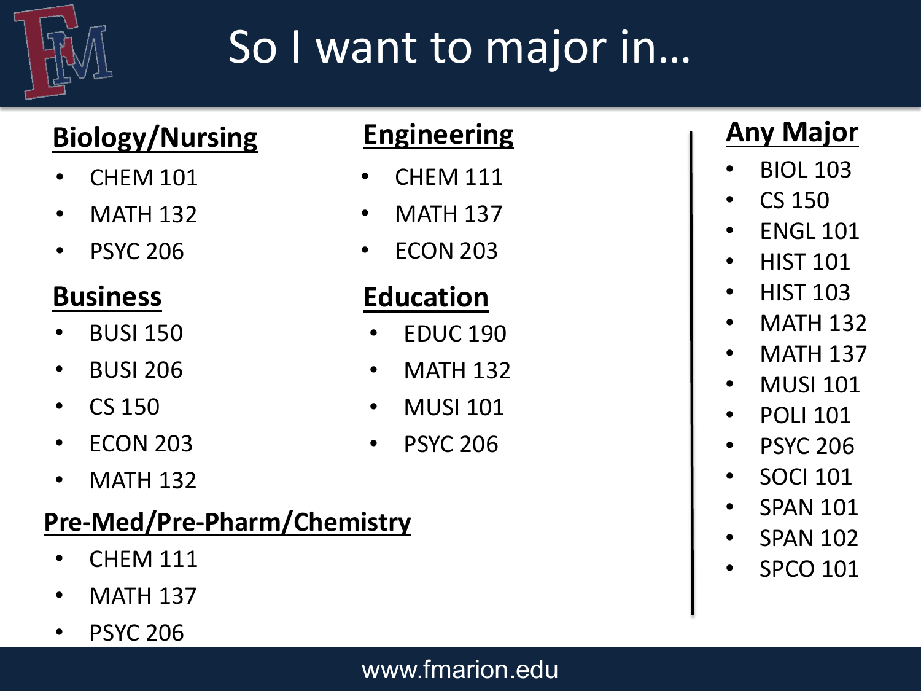# So I want to major in…

## Biology/Nursing

- CHEM 101
- MATH 132
- PSYC 206

## Business

- BUSI 150
- BUSI 206
- CS 150
- ECON 203
- MATH 132

## Pre-Med/Pre-Pharm/Chemistry

- CHEM 111
- MATH 137
- PSYC 206

## Engineering

- CHEM 111
- MATH 137
- ECON 203

## Education

- EDUC 190
- MATH 132
- MUSI 101
- PSYC 206

## Any Major

- BIOL 103
- CS 150
- ENGL 101
- HIST 101
- HIST 103
- MATH 132
- MATH 137
- MUSI 101
- POLI 101
- PSYC 206
- SOCI 101
- SPAN 101
- SPAN 102
- SPCO 101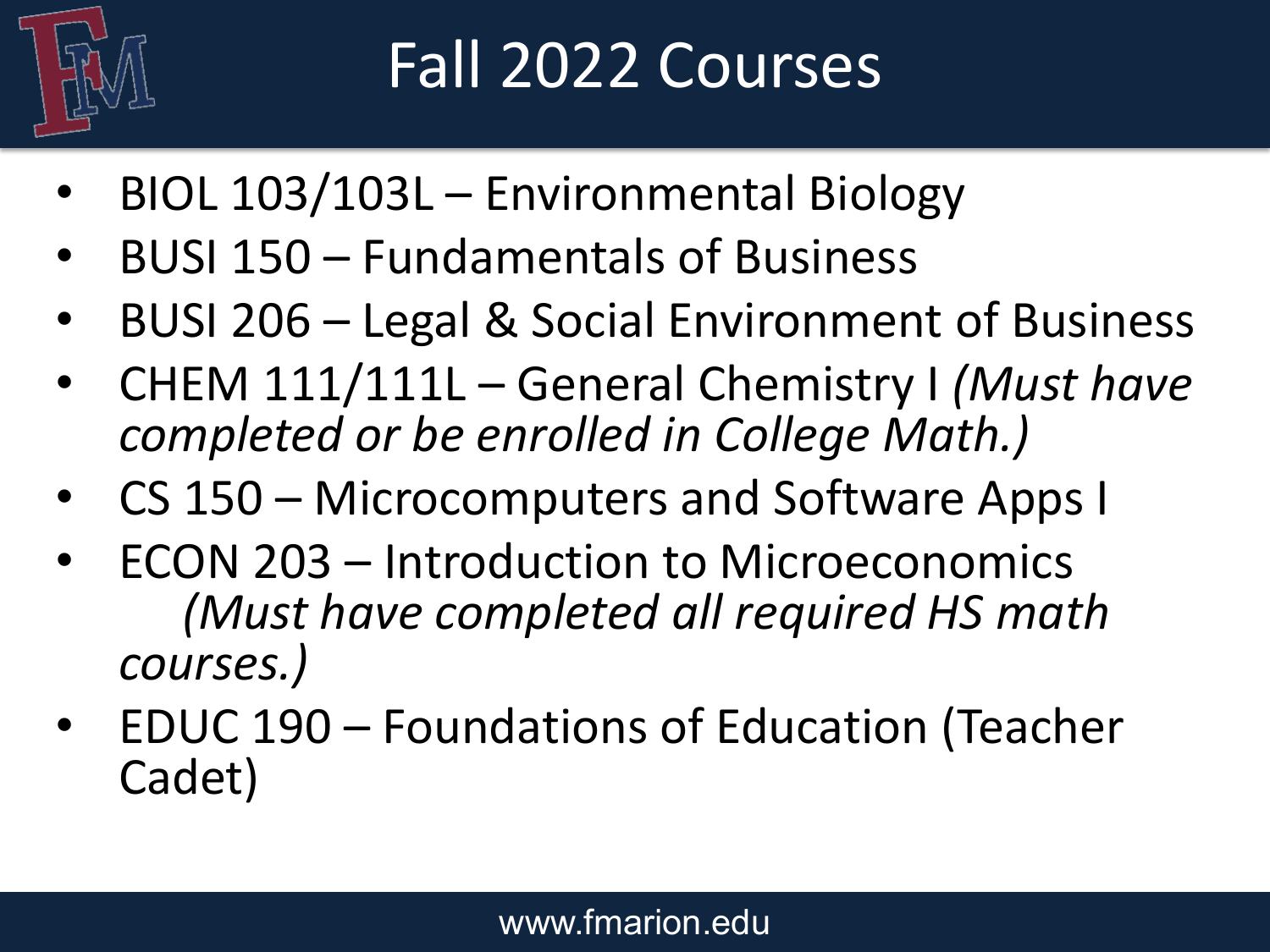# Fall 2022 Courses

- BIOL 103/103L – Environmental Biology
- BUSI 150 – Fundamentals of Business
- BUSI 206 – Legal & Social Environment of Business
- CHEM 111/111L – General Chemistry I *(Must have completed or be enrolled in College Math.)*
- CS 150 – Microcomputers and Software Apps I
- ECON 203 – Introduction to Microeconomics *(Must have completed all required HS math courses.)*
- EDUC 190 – Foundations of Education (Teacher Cadet)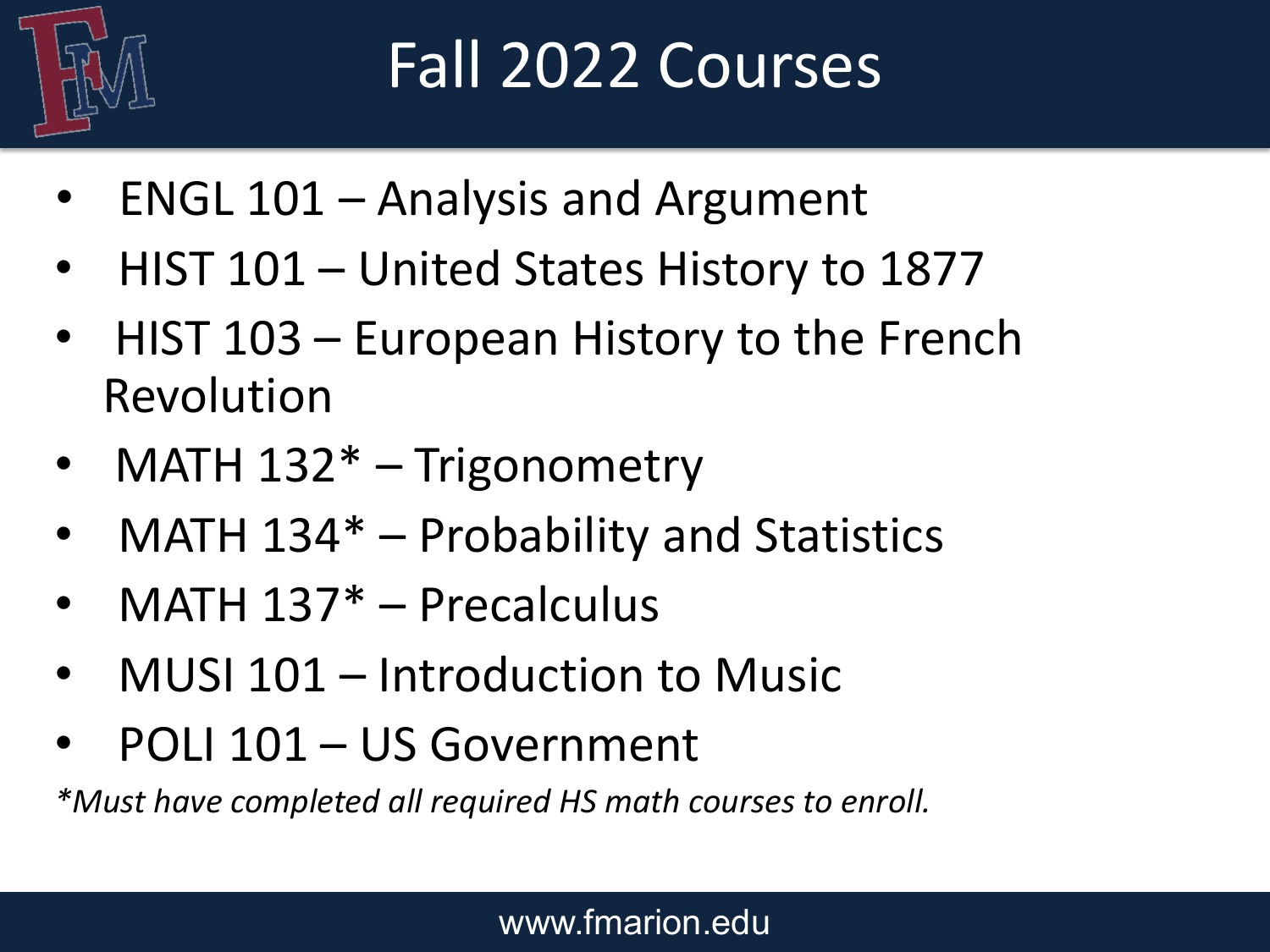# Fall 2022 Courses

- ENGL 101 – Analysis and Argument
- HIST 101 – United States History to 1877
- HIST 103 – European History to the French Revolution
- MATH 132* – Trigonometry
- MATH 134* – Probability and Statistics
- MATH 137* – Precalculus
- MUSI 101 – Introduction to Music
- POLI 101 – US Government

*\*Must have completed all required HS math courses to enroll.*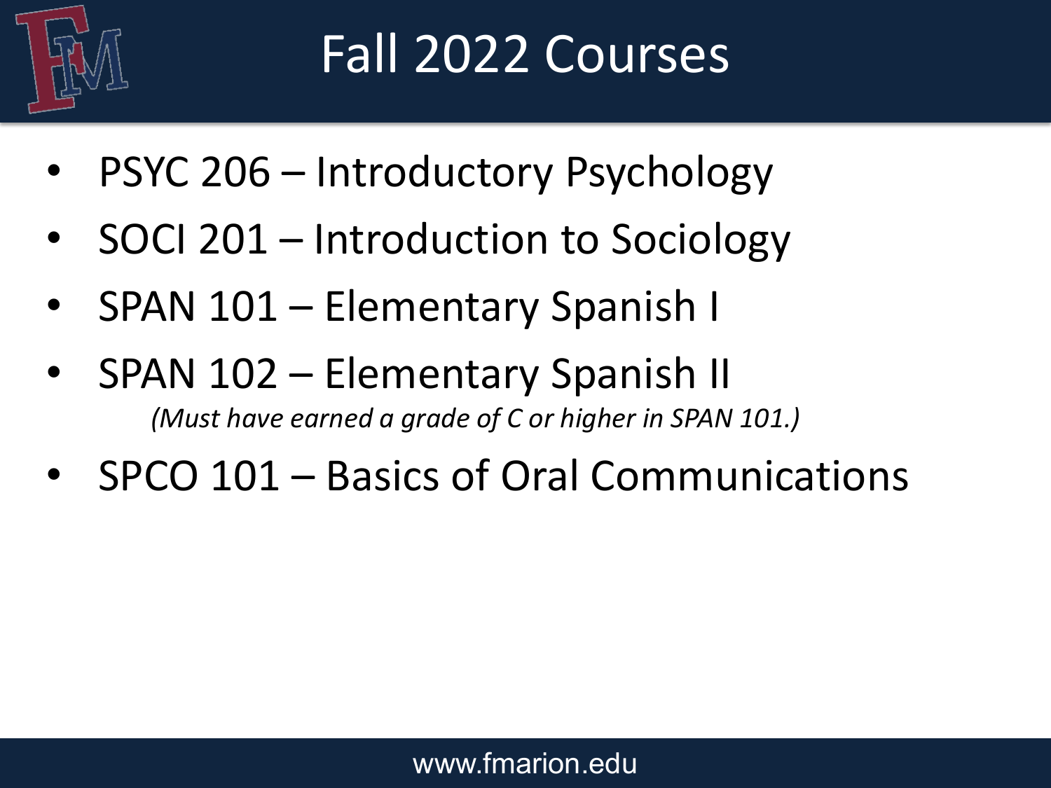# Fall 2022 Courses

- PSYC 206 – Introductory Psychology
- SOCI 201 – Introduction to Sociology
- SPAN 101 – Elementary Spanish I
- SPAN 102 – Elementary Spanish II
  *(Must have earned a grade of C or higher in SPAN 101.)*
- SPCO 101 – Basics of Oral Communications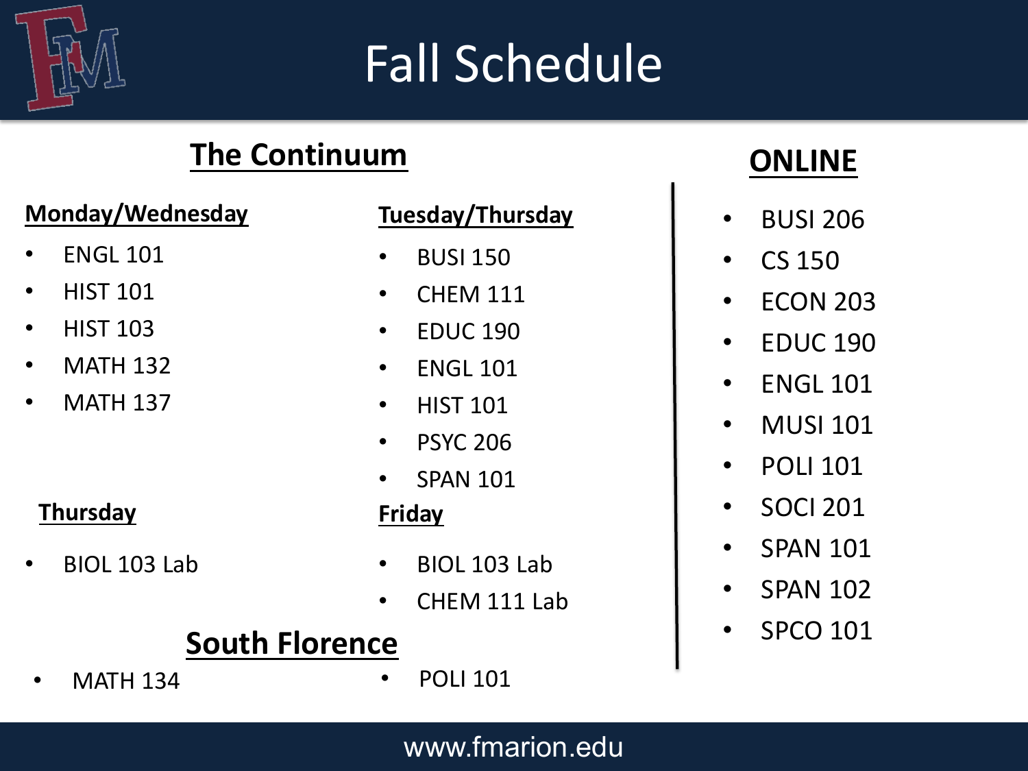# Fall Schedule

## The Continuum

### Monday/Wednesday

- ENGL 101
- HIST 101
- HIST 103
- MATH 132
- MATH 137

### Tuesday/Thursday

- BUSI 150
- CHEM 111
- EDUC 190
- ENGL 101
- HIST 101
- PSYC 206
- SPAN 101

### Thursday

- BIOL 103 Lab

### Friday

- BIOL 103 Lab
- CHEM 111 Lab

## South Florence

- MATH 134
- POLI 101

## ONLINE

- BUSI 206
- CS 150
- ECON 203
- EDUC 190
- ENGL 101
- MUSI 101
- POLI 101
- SOCI 201
- SPAN 101
- SPAN 102
- SPCO 101

www.fmarion.edu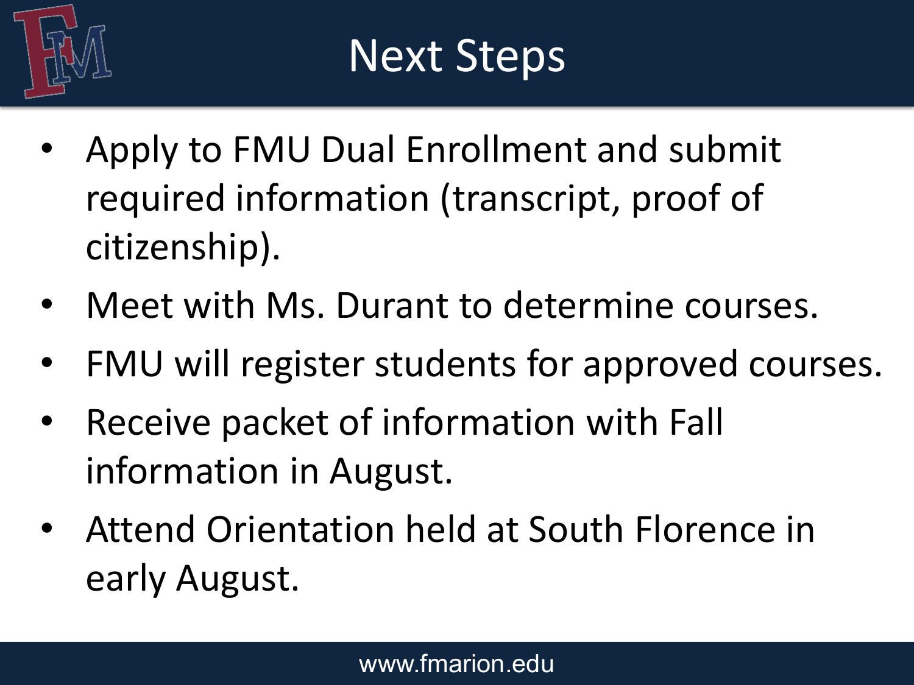# Next Steps

- Apply to FMU Dual Enrollment and submit required information (transcript, proof of citizenship).
- Meet with Ms. Durant to determine courses.
- FMU will register students for approved courses.
- Receive packet of information with Fall information in August.
- Attend Orientation held at South Florence in early August.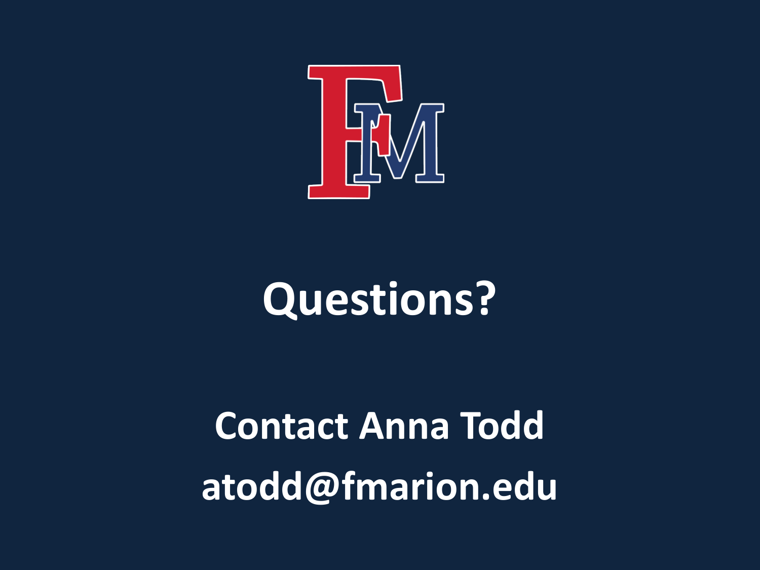# Questions?

**Contact Anna Todd**

**atodd@fmarion.edu**